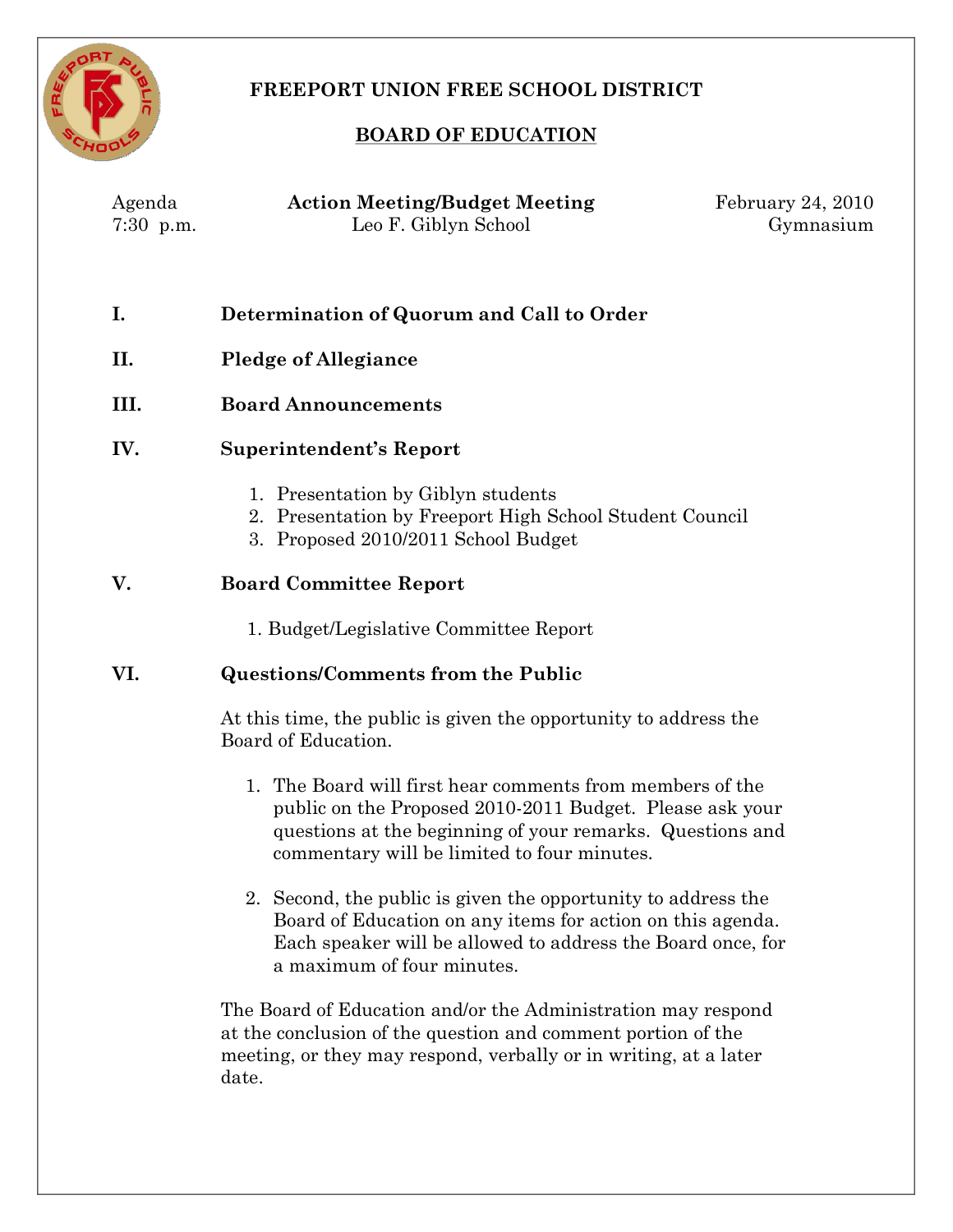# FREEPORT UNION FREE SCHOOL DISTRICT

## BOARD OF EDUCATION

| Agenda | **Action Meeting/Budget Meeting** | February 24, 2010 |
|---|---|---|
| 7:30 p.m. | Leo F. Giblyn School | Gymnasium |

**I. Determination of Quorum and Call to Order**

**II. Pledge of Allegiance**

**III. Board Announcements**

**IV. Superintendent's Report**

1. Presentation by Giblyn students
2. Presentation by Freeport High School Student Council
3. Proposed 2010/2011 School Budget

**V. Board Committee Report**

1. Budget/Legislative Committee Report

**VI. Questions/Comments from the Public**

At this time, the public is given the opportunity to address the Board of Education.

1. The Board will first hear comments from members of the public on the Proposed 2010-2011 Budget. Please ask your questions at the beginning of your remarks. Questions and commentary will be limited to four minutes.

2. Second, the public is given the opportunity to address the Board of Education on any items for action on this agenda. Each speaker will be allowed to address the Board once, for a maximum of four minutes.

The Board of Education and/or the Administration may respond at the conclusion of the question and comment portion of the meeting, or they may respond, verbally or in writing, at a later date.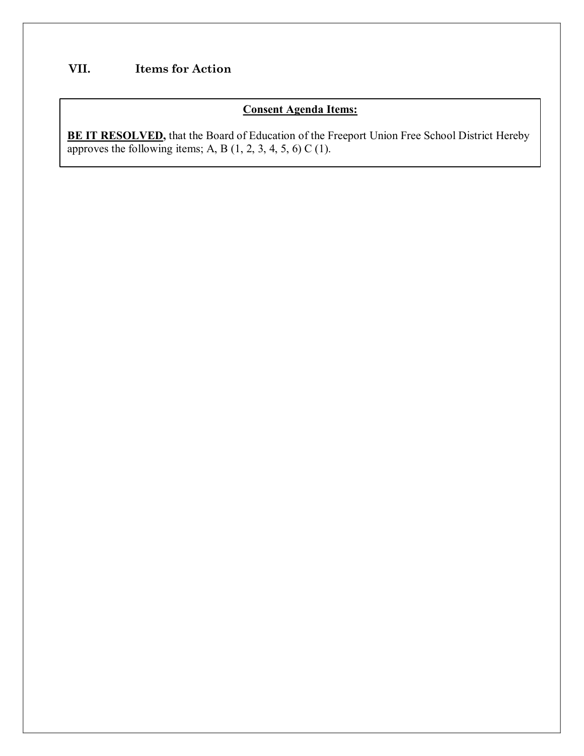## VII. Items for Action

**Consent Agenda Items:**

**BE IT RESOLVED,** that the Board of Education of the Freeport Union Free School District Hereby approves the following items; A, B (1, 2, 3, 4, 5, 6) C (1).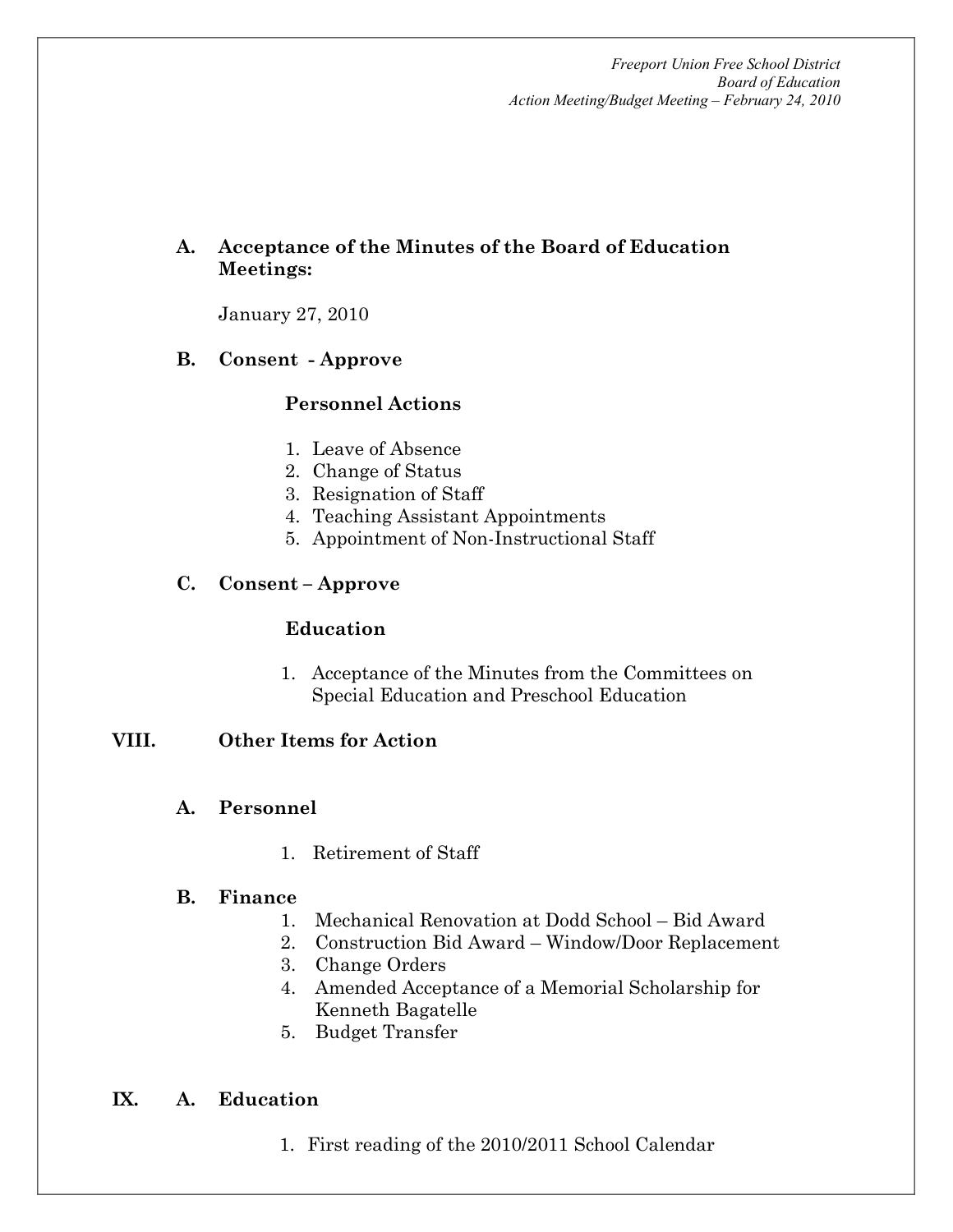**A. Acceptance of the Minutes of the Board of Education Meetings:**

January 27, 2010

**B. Consent - Approve**

**Personnel Actions**

1. Leave of Absence
2. Change of Status
3. Resignation of Staff
4. Teaching Assistant Appointments
5. Appointment of Non-Instructional Staff

**C. Consent – Approve**

**Education**

1. Acceptance of the Minutes from the Committees on Special Education and Preschool Education

## VIII. Other Items for Action

**A. Personnel**

1. Retirement of Staff

**B. Finance**

1. Mechanical Renovation at Dodd School – Bid Award
2. Construction Bid Award – Window/Door Replacement
3. Change Orders
4. Amended Acceptance of a Memorial Scholarship for Kenneth Bagatelle
5. Budget Transfer

## IX. A. Education

1. First reading of the 2010/2011 School Calendar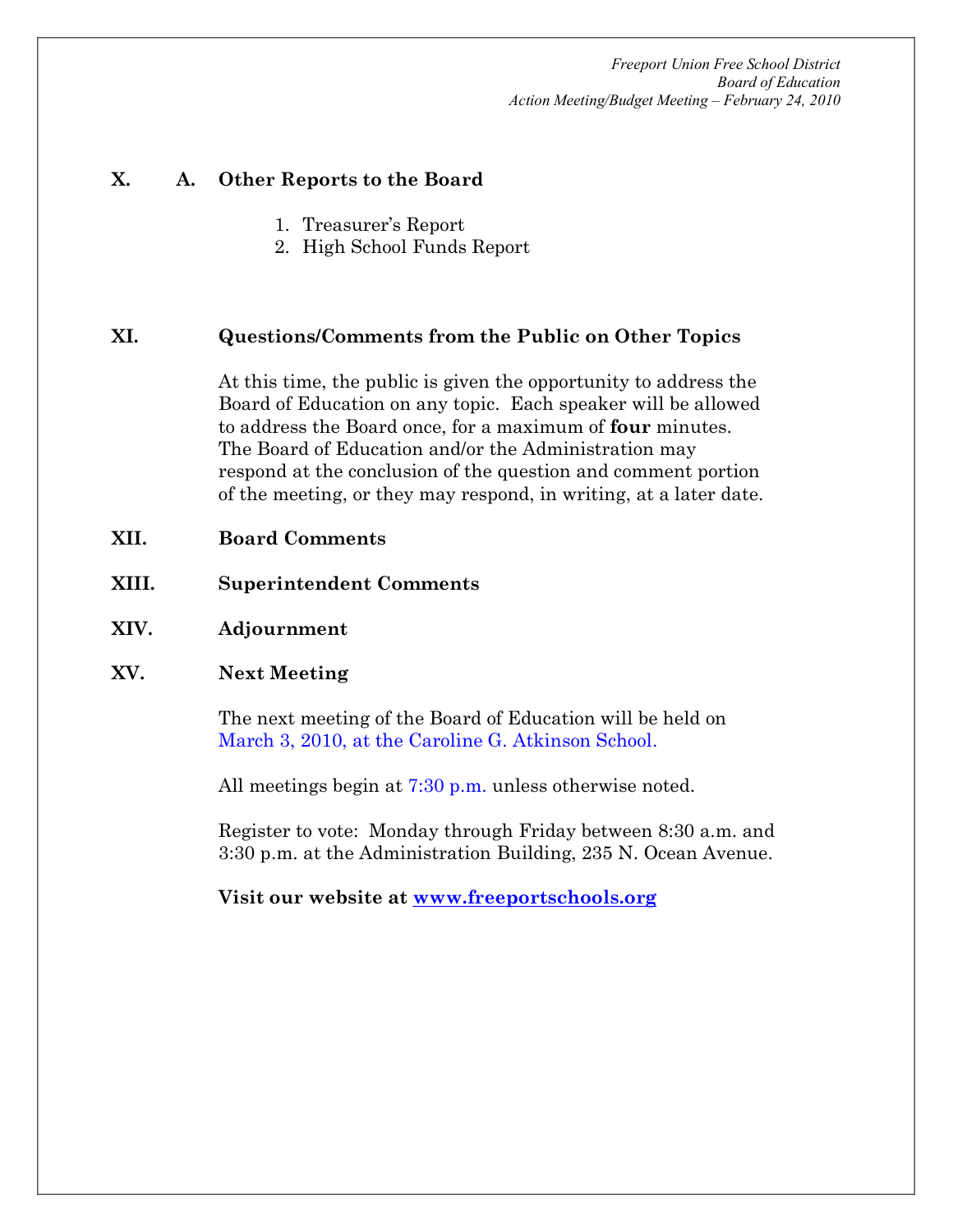**X. A. Other Reports to the Board**

1. Treasurer's Report
2. High School Funds Report

**XI. Questions/Comments from the Public on Other Topics**

At this time, the public is given the opportunity to address the Board of Education on any topic. Each speaker will be allowed to address the Board once, for a maximum of **four** minutes. The Board of Education and/or the Administration may respond at the conclusion of the question and comment portion of the meeting, or they may respond, in writing, at a later date.

**XII. Board Comments**

**XIII. Superintendent Comments**

**XIV. Adjournment**

**XV. Next Meeting**

The next meeting of the Board of Education will be held on March 3, 2010, at the Caroline G. Atkinson School.

All meetings begin at 7:30 p.m. unless otherwise noted.

Register to vote: Monday through Friday between 8:30 a.m. and 3:30 p.m. at the Administration Building, 235 N. Ocean Avenue.

**Visit our website at www.freeportschools.org**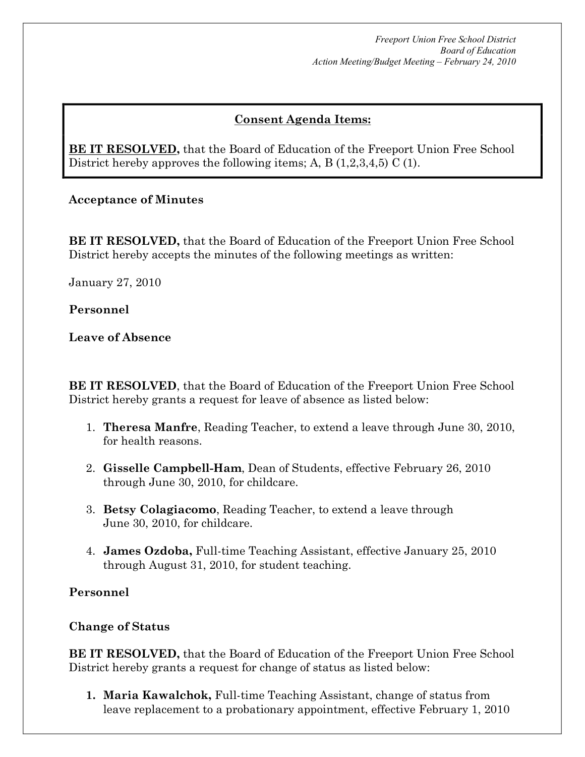**Consent Agenda Items:**

**BE IT RESOLVED,** that the Board of Education of the Freeport Union Free School District hereby approves the following items; A, B (1,2,3,4,5) C (1).

**Acceptance of Minutes**

**BE IT RESOLVED,** that the Board of Education of the Freeport Union Free School District hereby accepts the minutes of the following meetings as written:

January 27, 2010

**Personnel**

**Leave of Absence**

**BE IT RESOLVED**, that the Board of Education of the Freeport Union Free School District hereby grants a request for leave of absence as listed below:

1. **Theresa Manfre**, Reading Teacher, to extend a leave through June 30, 2010, for health reasons.
2. **Gisselle Campbell-Ham**, Dean of Students, effective February 26, 2010 through June 30, 2010, for childcare.
3. **Betsy Colagiacomo**, Reading Teacher, to extend a leave through June 30, 2010, for childcare.
4. **James Ozdoba,** Full-time Teaching Assistant, effective January 25, 2010 through August 31, 2010, for student teaching.

**Personnel**

**Change of Status**

**BE IT RESOLVED,** that the Board of Education of the Freeport Union Free School District hereby grants a request for change of status as listed below:

1. **Maria Kawalchok,** Full-time Teaching Assistant, change of status from leave replacement to a probationary appointment, effective February 1, 2010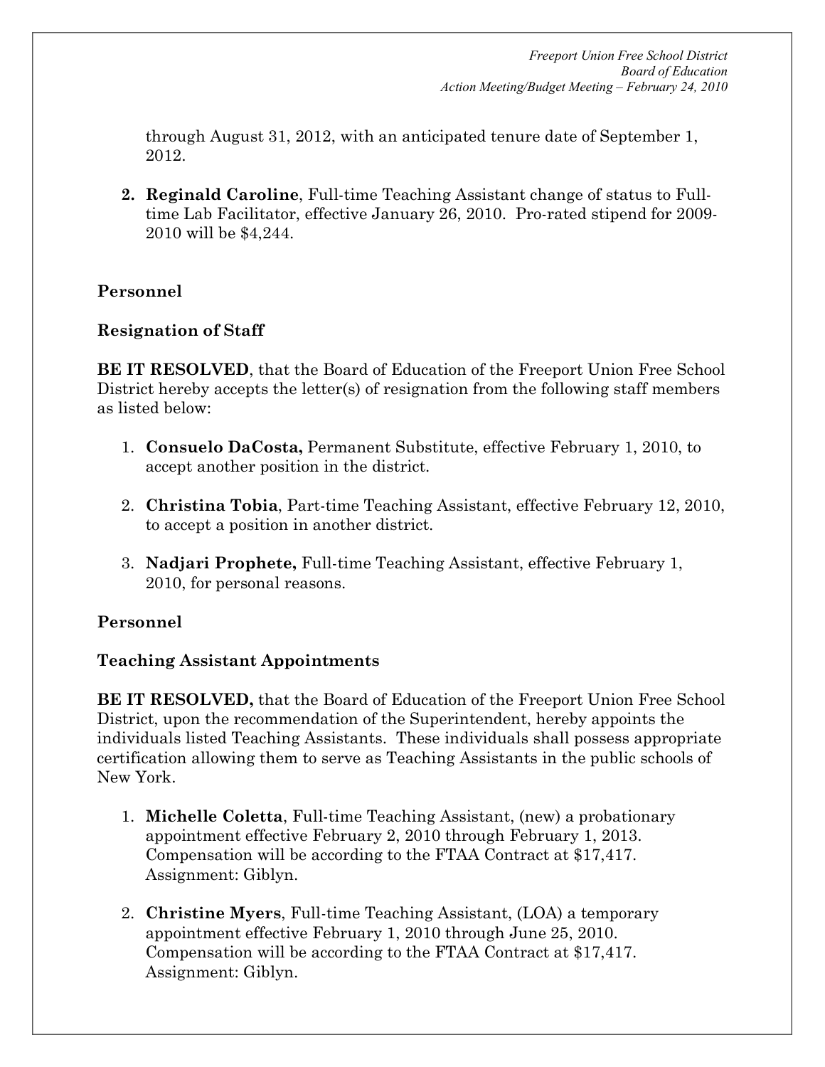through August 31, 2012, with an anticipated tenure date of September 1, 2012.

2. **Reginald Caroline**, Full-time Teaching Assistant change of status to Full-time Lab Facilitator, effective January 26, 2010. Pro-rated stipend for 2009-2010 will be $4,244.

**Personnel**

**Resignation of Staff**

**BE IT RESOLVED**, that the Board of Education of the Freeport Union Free School District hereby accepts the letter(s) of resignation from the following staff members as listed below:

1. **Consuelo DaCosta,** Permanent Substitute, effective February 1, 2010, to accept another position in the district.

2. **Christina Tobia**, Part-time Teaching Assistant, effective February 12, 2010, to accept a position in another district.

3. **Nadjari Prophete,** Full-time Teaching Assistant, effective February 1, 2010, for personal reasons.

**Personnel**

**Teaching Assistant Appointments**

**BE IT RESOLVED,** that the Board of Education of the Freeport Union Free School District, upon the recommendation of the Superintendent, hereby appoints the individuals listed Teaching Assistants. These individuals shall possess appropriate certification allowing them to serve as Teaching Assistants in the public schools of New York.

1. **Michelle Coletta**, Full-time Teaching Assistant, (new) a probationary appointment effective February 2, 2010 through February 1, 2013. Compensation will be according to the FTAA Contract at $17,417. Assignment: Giblyn.

2. **Christine Myers**, Full-time Teaching Assistant, (LOA) a temporary appointment effective February 1, 2010 through June 25, 2010. Compensation will be according to the FTAA Contract at $17,417. Assignment: Giblyn.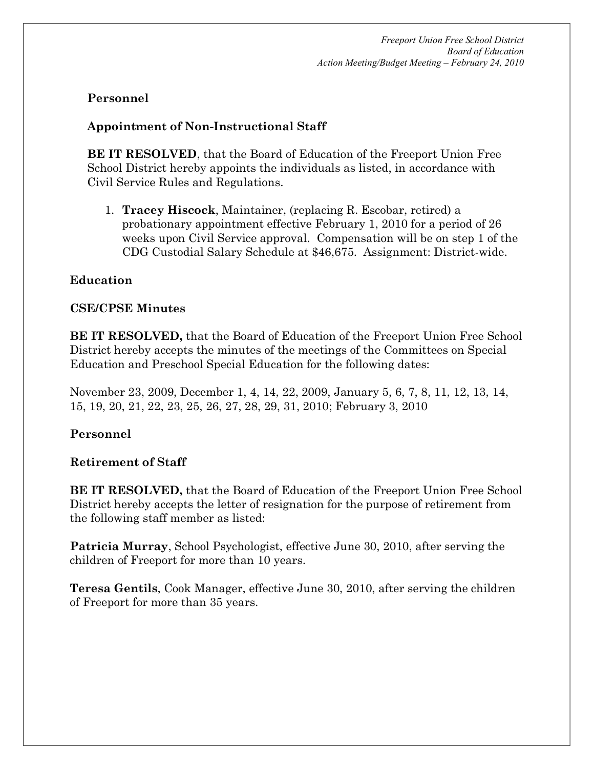**Personnel**

**Appointment of Non-Instructional Staff**

**BE IT RESOLVED**, that the Board of Education of the Freeport Union Free School District hereby appoints the individuals as listed, in accordance with Civil Service Rules and Regulations.

1. **Tracey Hiscock**, Maintainer, (replacing R. Escobar, retired) a probationary appointment effective February 1, 2010 for a period of 26 weeks upon Civil Service approval. Compensation will be on step 1 of the CDG Custodial Salary Schedule at $46,675. Assignment: District-wide.

**Education**

**CSE/CPSE Minutes**

**BE IT RESOLVED,** that the Board of Education of the Freeport Union Free School District hereby accepts the minutes of the meetings of the Committees on Special Education and Preschool Special Education for the following dates:

November 23, 2009, December 1, 4, 14, 22, 2009, January 5, 6, 7, 8, 11, 12, 13, 14, 15, 19, 20, 21, 22, 23, 25, 26, 27, 28, 29, 31, 2010; February 3, 2010

**Personnel**

**Retirement of Staff**

**BE IT RESOLVED,** that the Board of Education of the Freeport Union Free School District hereby accepts the letter of resignation for the purpose of retirement from the following staff member as listed:

**Patricia Murray**, School Psychologist, effective June 30, 2010, after serving the children of Freeport for more than 10 years.

**Teresa Gentils**, Cook Manager, effective June 30, 2010, after serving the children of Freeport for more than 35 years.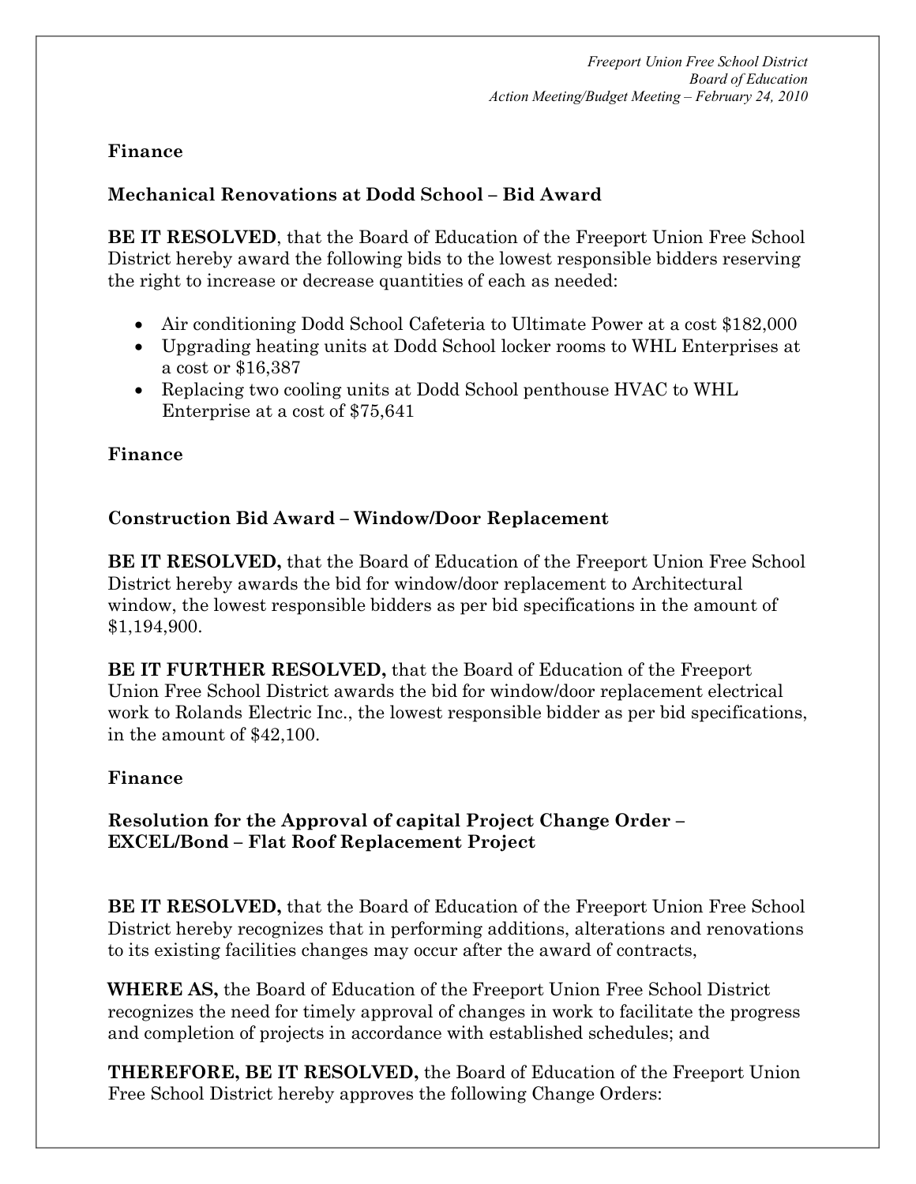**Finance**

**Mechanical Renovations at Dodd School – Bid Award**

**BE IT RESOLVED**, that the Board of Education of the Freeport Union Free School District hereby award the following bids to the lowest responsible bidders reserving the right to increase or decrease quantities of each as needed:

- Air conditioning Dodd School Cafeteria to Ultimate Power at a cost $182,000
- Upgrading heating units at Dodd School locker rooms to WHL Enterprises at a cost or $16,387
- Replacing two cooling units at Dodd School penthouse HVAC to WHL Enterprise at a cost of $75,641

**Finance**

**Construction Bid Award – Window/Door Replacement**

**BE IT RESOLVED,** that the Board of Education of the Freeport Union Free School District hereby awards the bid for window/door replacement to Architectural window, the lowest responsible bidders as per bid specifications in the amount of $1,194,900.

**BE IT FURTHER RESOLVED,** that the Board of Education of the Freeport Union Free School District awards the bid for window/door replacement electrical work to Rolands Electric Inc., the lowest responsible bidder as per bid specifications, in the amount of $42,100.

**Finance**

**Resolution for the Approval of capital Project Change Order – EXCEL/Bond – Flat Roof Replacement Project**

**BE IT RESOLVED,** that the Board of Education of the Freeport Union Free School District hereby recognizes that in performing additions, alterations and renovations to its existing facilities changes may occur after the award of contracts,

**WHERE AS,** the Board of Education of the Freeport Union Free School District recognizes the need for timely approval of changes in work to facilitate the progress and completion of projects in accordance with established schedules; and

**THEREFORE, BE IT RESOLVED,** the Board of Education of the Freeport Union Free School District hereby approves the following Change Orders: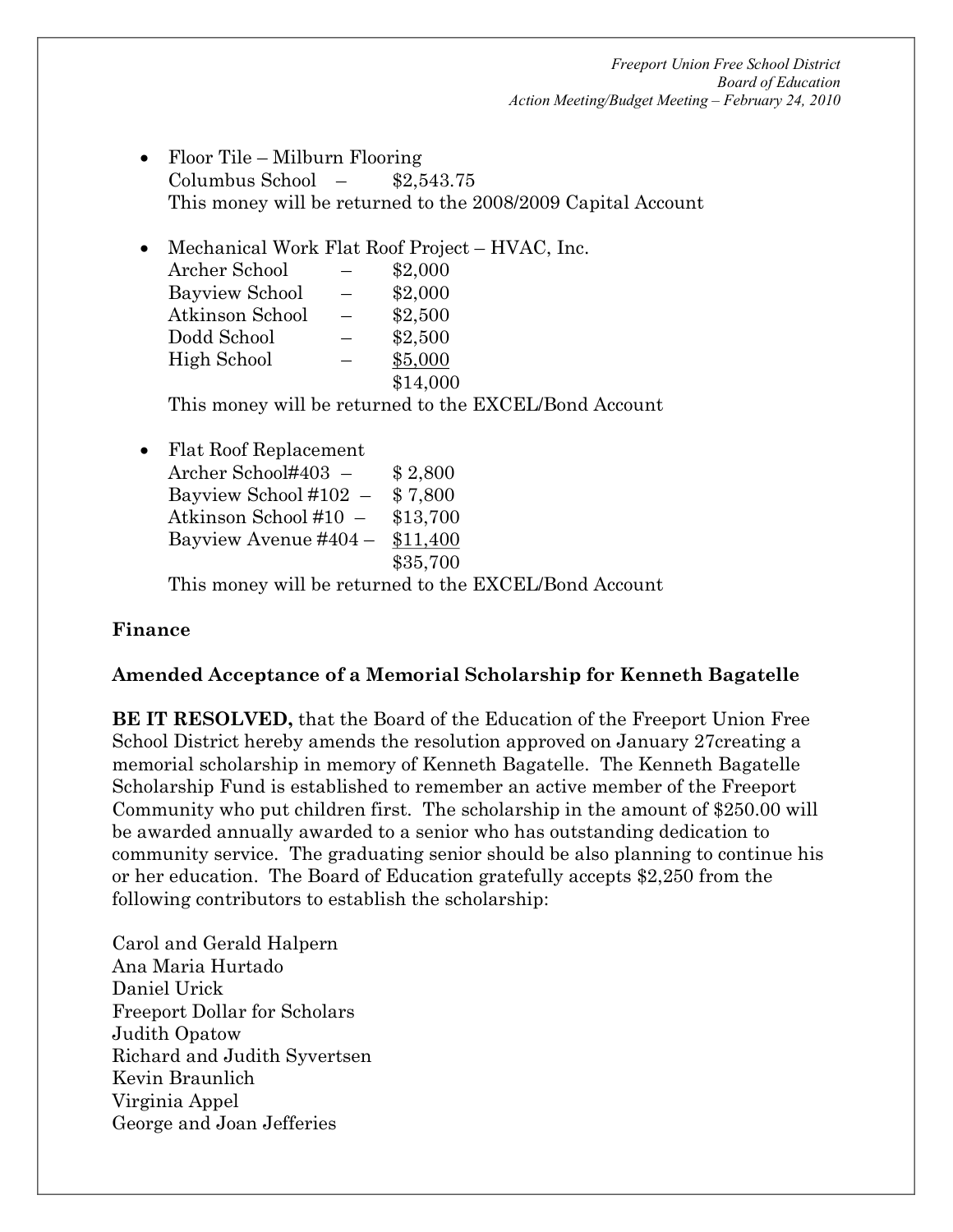- Floor Tile – Milburn Flooring
  Columbus School – $2,543.75
  This money will be returned to the 2008/2009 Capital Account

- Mechanical Work Flat Roof Project – HVAC, Inc.
  Archer School – $2,000
  Bayview School – $2,000
  Atkinson School – $2,500
  Dodd School – $2,500
  High School – $5,000
  $14,000
  This money will be returned to the EXCEL/Bond Account

- Flat Roof Replacement
  Archer School#403 – $ 2,800
  Bayview School #102 – $ 7,800
  Atkinson School #10 – $13,700
  Bayview Avenue #404 – $11,400
  $35,700
  This money will be returned to the EXCEL/Bond Account

**Finance**

**Amended Acceptance of a Memorial Scholarship for Kenneth Bagatelle**

**BE IT RESOLVED,** that the Board of the Education of the Freeport Union Free School District hereby amends the resolution approved on January 27creating a memorial scholarship in memory of Kenneth Bagatelle. The Kenneth Bagatelle Scholarship Fund is established to remember an active member of the Freeport Community who put children first. The scholarship in the amount of $250.00 will be awarded annually awarded to a senior who has outstanding dedication to community service. The graduating senior should be also planning to continue his or her education. The Board of Education gratefully accepts $2,250 from the following contributors to establish the scholarship:

Carol and Gerald Halpern
Ana Maria Hurtado
Daniel Urick
Freeport Dollar for Scholars
Judith Opatow
Richard and Judith Syvertsen
Kevin Braunlich
Virginia Appel
George and Joan Jefferies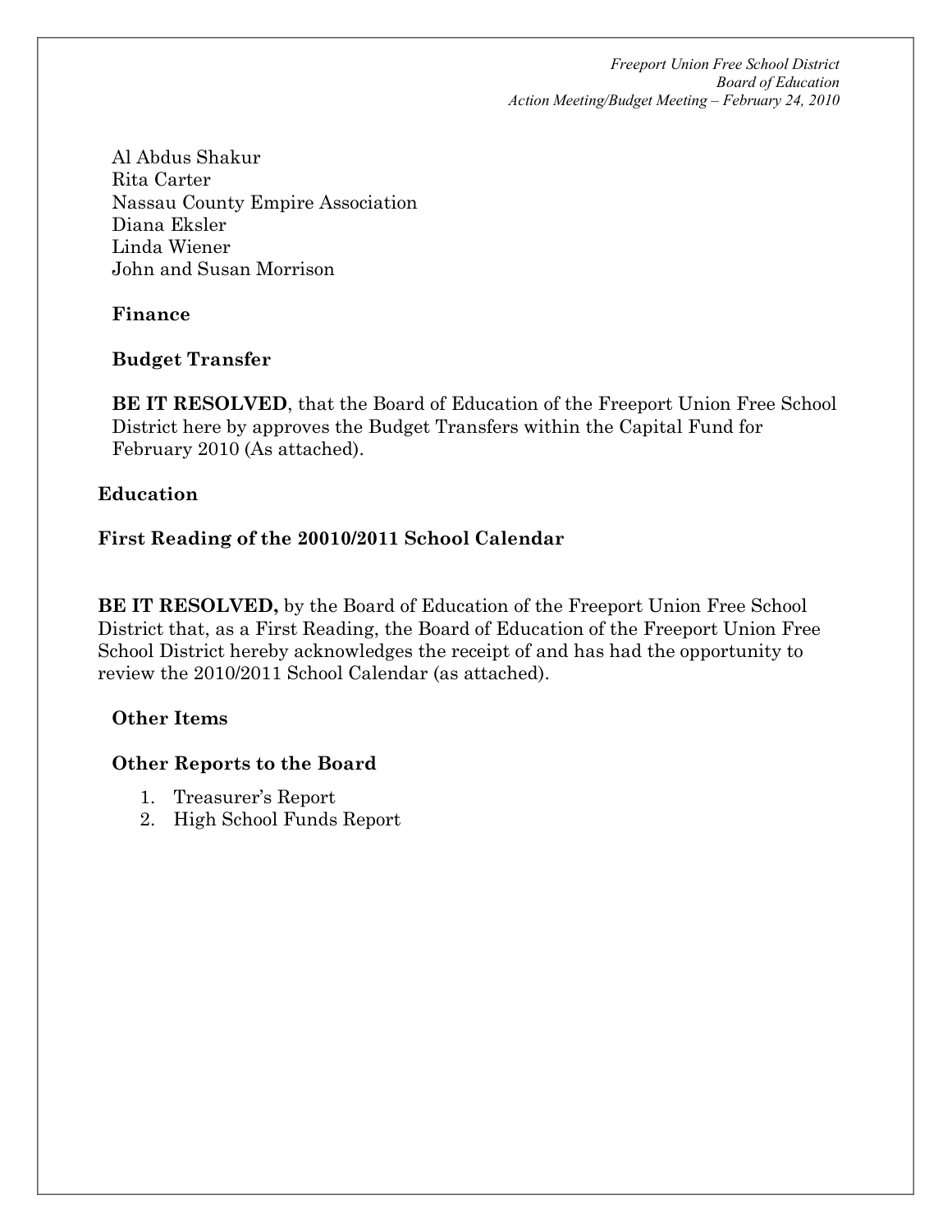Al Abdus Shakur
Rita Carter
Nassau County Empire Association
Diana Eksler
Linda Wiener
John and Susan Morrison

**Finance**

**Budget Transfer**

**BE IT RESOLVED**, that the Board of Education of the Freeport Union Free School District here by approves the Budget Transfers within the Capital Fund for February 2010 (As attached).

**Education**

**First Reading of the 20010/2011 School Calendar**

**BE IT RESOLVED,** by the Board of Education of the Freeport Union Free School District that, as a First Reading, the Board of Education of the Freeport Union Free School District hereby acknowledges the receipt of and has had the opportunity to review the 2010/2011 School Calendar (as attached).

**Other Items**

**Other Reports to the Board**

1. Treasurer's Report
2. High School Funds Report